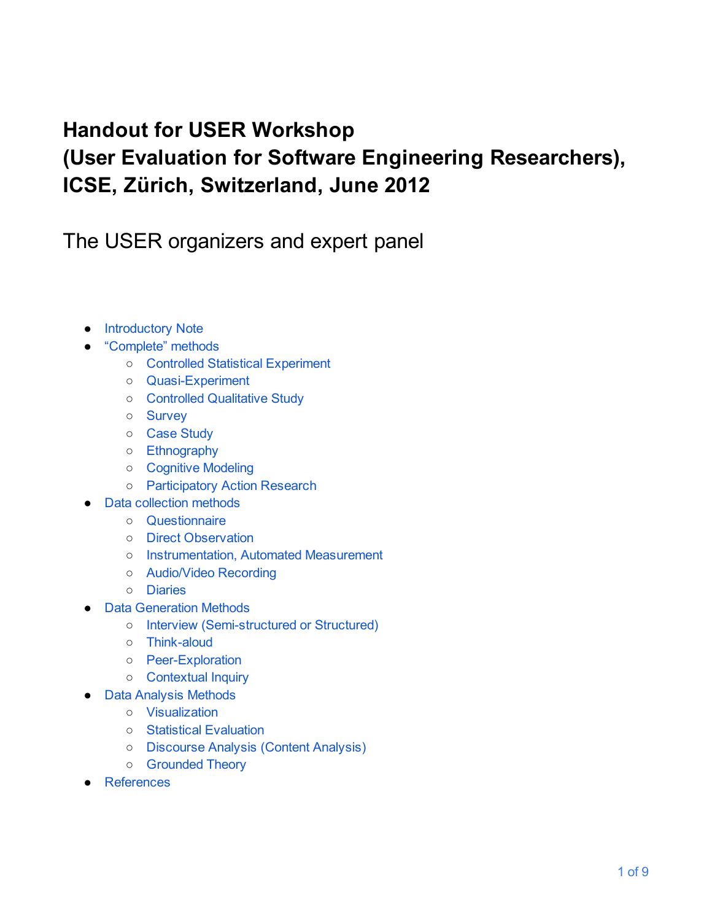# Handout for USER Workshop (User Evaluation for Software Engineering Researchers), ICSE, Zürich, Switzerland, June 2012

## The USER organizers and expert panel

- Introductory Note
- “Complete” methods
  - Controlled Statistical Experiment
  - Quasi-Experiment
  - Controlled Qualitative Study
  - Survey
  - Case Study
  - Ethnography
  - Cognitive Modeling
  - Participatory Action Research
- Data collection methods
  - Questionnaire
  - Direct Observation
  - Instrumentation, Automated Measurement
  - Audio/Video Recording
  - Diaries
- Data Generation Methods
  - Interview (Semi-structured or Structured)
  - Think-aloud
  - Peer-Exploration
  - Contextual Inquiry
- Data Analysis Methods
  - Visualization
  - Statistical Evaluation
  - Discourse Analysis (Content Analysis)
  - Grounded Theory
- References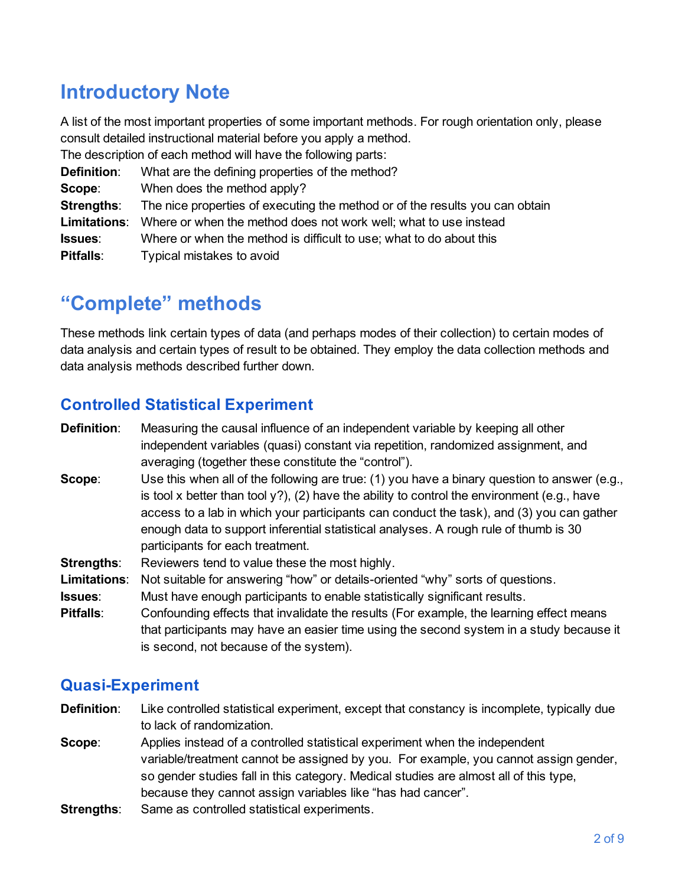# Introductory Note

A list of the most important properties of some important methods. For rough orientation only, please consult detailed instructional material before you apply a method.

The description of each method will have the following parts:

**Definition**: What are the defining properties of the method?
**Scope**: When does the method apply?
**Strengths**: The nice properties of executing the method or of the results you can obtain
**Limitations**: Where or when the method does not work well; what to use instead
**Issues**: Where or when the method is difficult to use; what to do about this
**Pitfalls**: Typical mistakes to avoid

# "Complete" methods

These methods link certain types of data (and perhaps modes of their collection) to certain modes of data analysis and certain types of result to be obtained. They employ the data collection methods and data analysis methods described further down.

## Controlled Statistical Experiment

**Definition**: Measuring the causal influence of an independent variable by keeping all other independent variables (quasi) constant via repetition, randomized assignment, and averaging (together these constitute the "control").

**Scope**: Use this when all of the following are true: (1) you have a binary question to answer (e.g., is tool x better than tool y?), (2) have the ability to control the environment (e.g., have access to a lab in which your participants can conduct the task), and (3) you can gather enough data to support inferential statistical analyses. A rough rule of thumb is 30 participants for each treatment.

**Strengths**: Reviewers tend to value these the most highly.

**Limitations**: Not suitable for answering "how" or details-oriented "why" sorts of questions.

**Issues**: Must have enough participants to enable statistically significant results.

**Pitfalls**: Confounding effects that invalidate the results (For example, the learning effect means that participants may have an easier time using the second system in a study because it is second, not because of the system).

## Quasi-Experiment

**Definition**: Like controlled statistical experiment, except that constancy is incomplete, typically due to lack of randomization.

**Scope**: Applies instead of a controlled statistical experiment when the independent variable/treatment cannot be assigned by you. For example, you cannot assign gender, so gender studies fall in this category. Medical studies are almost all of this type, because they cannot assign variables like "has had cancer".

**Strengths**: Same as controlled statistical experiments.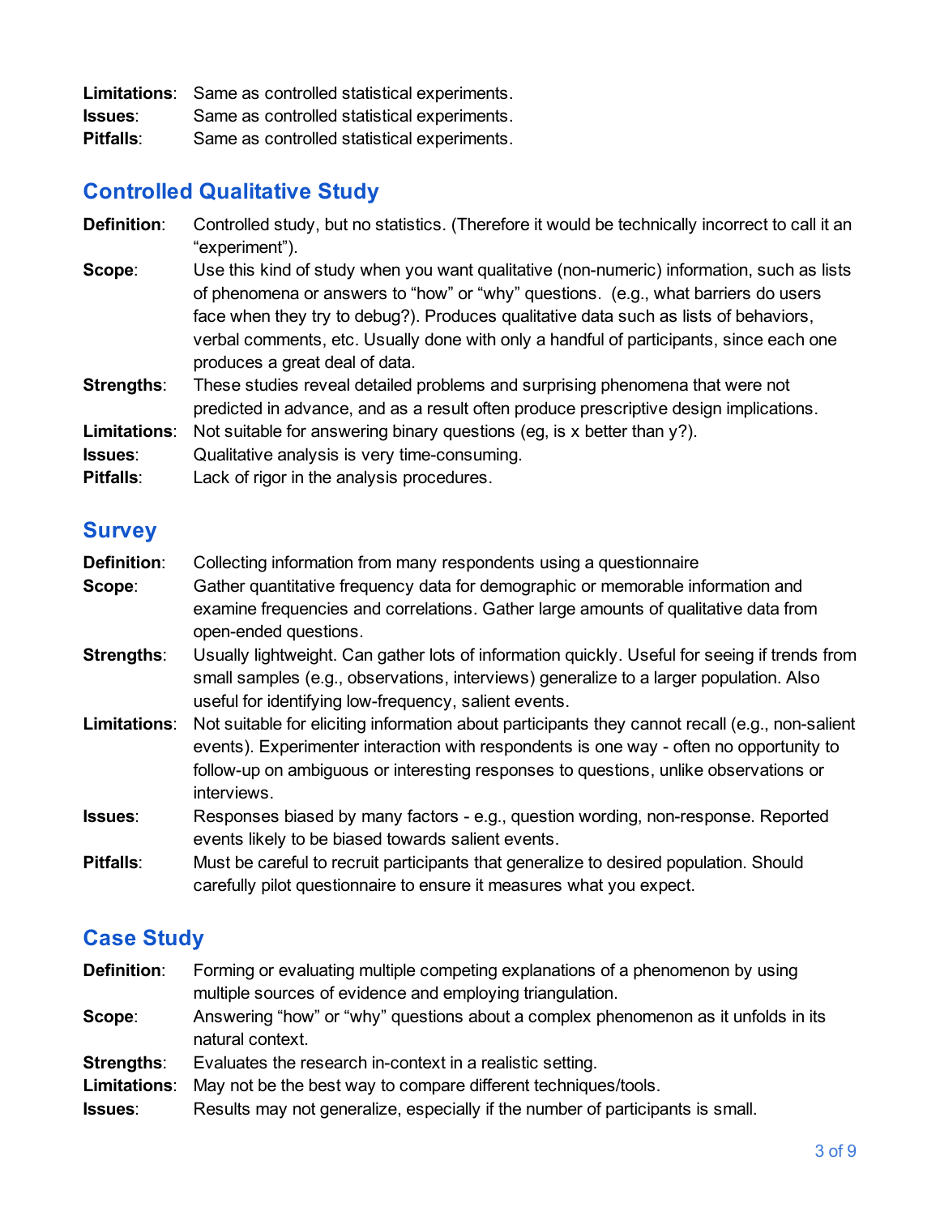**Limitations**: Same as controlled statistical experiments.
**Issues**: Same as controlled statistical experiments.
**Pitfalls**: Same as controlled statistical experiments.

## Controlled Qualitative Study

**Definition**: Controlled study, but no statistics. (Therefore it would be technically incorrect to call it an "experiment").

**Scope**: Use this kind of study when you want qualitative (non-numeric) information, such as lists of phenomena or answers to "how" or "why" questions. (e.g., what barriers do users face when they try to debug?). Produces qualitative data such as lists of behaviors, verbal comments, etc. Usually done with only a handful of participants, since each one produces a great deal of data.

**Strengths**: These studies reveal detailed problems and surprising phenomena that were not predicted in advance, and as a result often produce prescriptive design implications.

**Limitations**: Not suitable for answering binary questions (eg, is x better than y?).

**Issues**: Qualitative analysis is very time-consuming.

**Pitfalls**: Lack of rigor in the analysis procedures.

## Survey

**Definition**: Collecting information from many respondents using a questionnaire

**Scope**: Gather quantitative frequency data for demographic or memorable information and examine frequencies and correlations. Gather large amounts of qualitative data from open-ended questions.

**Strengths**: Usually lightweight. Can gather lots of information quickly. Useful for seeing if trends from small samples (e.g., observations, interviews) generalize to a larger population. Also useful for identifying low-frequency, salient events.

**Limitations**: Not suitable for eliciting information about participants they cannot recall (e.g., non-salient events). Experimenter interaction with respondents is one way - often no opportunity to follow-up on ambiguous or interesting responses to questions, unlike observations or interviews.

**Issues**: Responses biased by many factors - e.g., question wording, non-response. Reported events likely to be biased towards salient events.

**Pitfalls**: Must be careful to recruit participants that generalize to desired population. Should carefully pilot questionnaire to ensure it measures what you expect.

## Case Study

**Definition**: Forming or evaluating multiple competing explanations of a phenomenon by using multiple sources of evidence and employing triangulation.

**Scope**: Answering "how" or "why" questions about a complex phenomenon as it unfolds in its natural context.

**Strengths**: Evaluates the research in-context in a realistic setting.

**Limitations**: May not be the best way to compare different techniques/tools.

**Issues**: Results may not generalize, especially if the number of participants is small.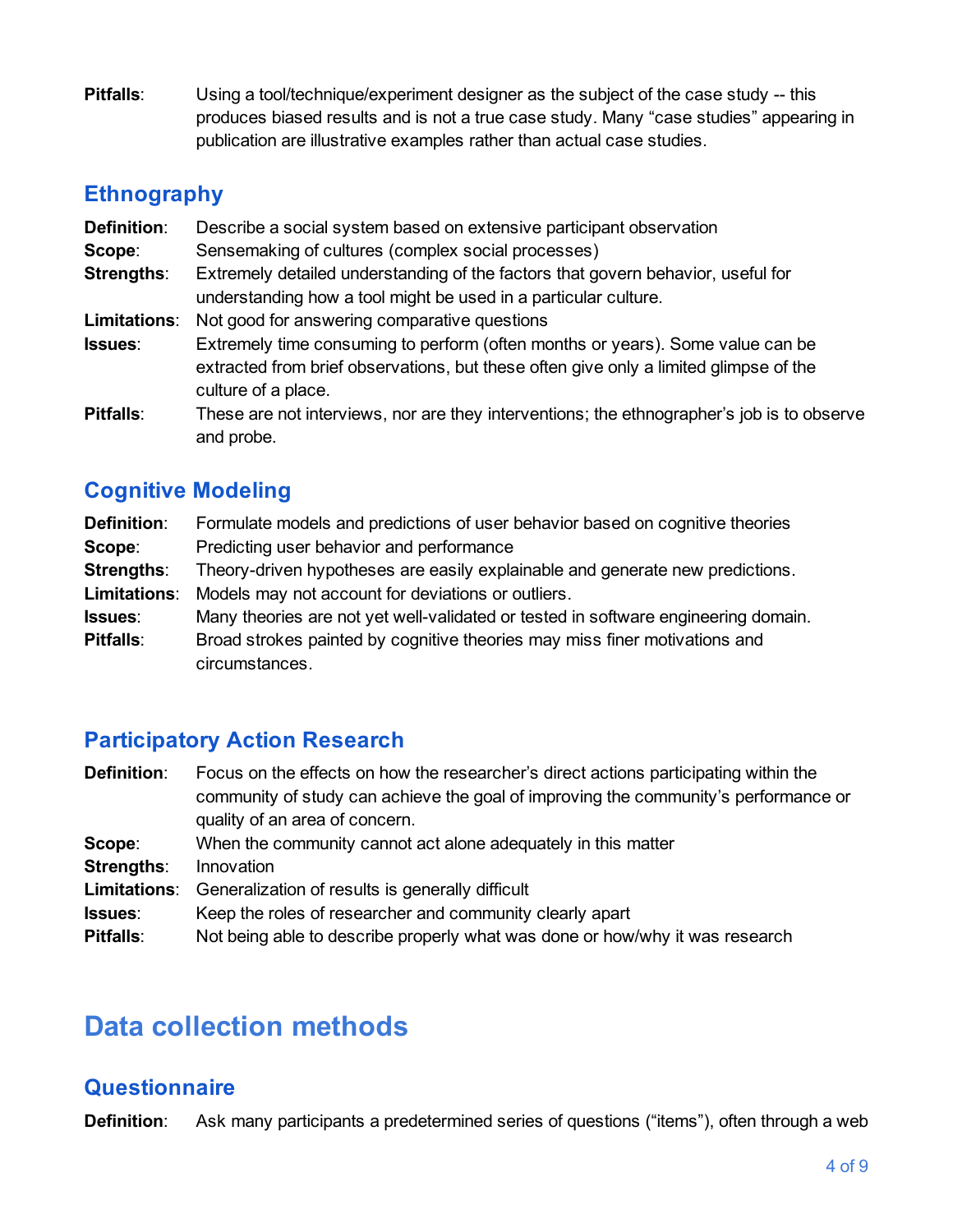**Pitfalls**: Using a tool/technique/experiment designer as the subject of the case study -- this produces biased results and is not a true case study. Many "case studies" appearing in publication are illustrative examples rather than actual case studies.

### Ethnography

**Definition**: Describe a social system based on extensive participant observation
**Scope**: Sensemaking of cultures (complex social processes)
**Strengths**: Extremely detailed understanding of the factors that govern behavior, useful for understanding how a tool might be used in a particular culture.
**Limitations**: Not good for answering comparative questions
**Issues**: Extremely time consuming to perform (often months or years). Some value can be extracted from brief observations, but these often give only a limited glimpse of the culture of a place.
**Pitfalls**: These are not interviews, nor are they interventions; the ethnographer's job is to observe and probe.

### Cognitive Modeling

**Definition**: Formulate models and predictions of user behavior based on cognitive theories
**Scope**: Predicting user behavior and performance
**Strengths**: Theory-driven hypotheses are easily explainable and generate new predictions.
**Limitations**: Models may not account for deviations or outliers.
**Issues**: Many theories are not yet well-validated or tested in software engineering domain.
**Pitfalls**: Broad strokes painted by cognitive theories may miss finer motivations and circumstances.

### Participatory Action Research

**Definition**: Focus on the effects on how the researcher's direct actions participating within the community of study can achieve the goal of improving the community's performance or quality of an area of concern.
**Scope**: When the community cannot act alone adequately in this matter
**Strengths**: Innovation
**Limitations**: Generalization of results is generally difficult
**Issues**: Keep the roles of researcher and community clearly apart
**Pitfalls**: Not being able to describe properly what was done or how/why it was research

## Data collection methods

### Questionnaire

**Definition**: Ask many participants a predetermined series of questions ("items"), often through a web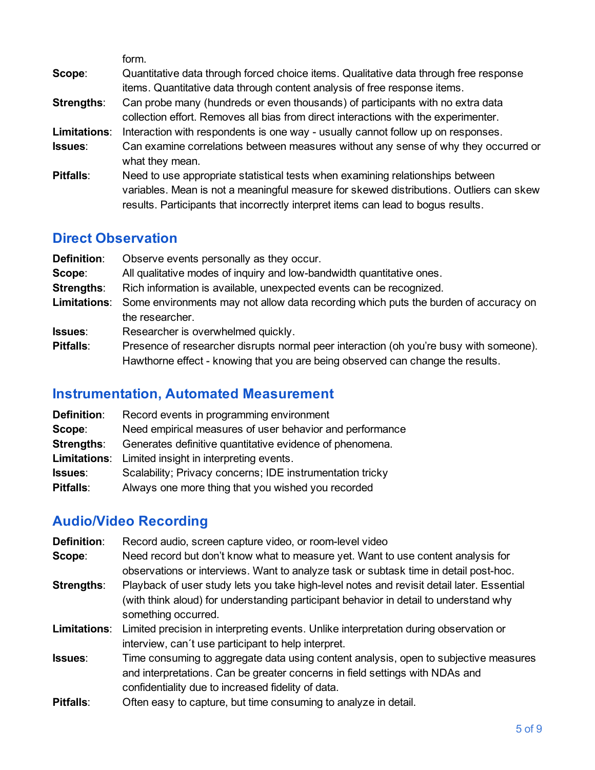form.

**Scope**: Quantitative data through forced choice items. Qualitative data through free response items. Quantitative data through content analysis of free response items.

**Strengths**: Can probe many (hundreds or even thousands) of participants with no extra data collection effort. Removes all bias from direct interactions with the experimenter.

**Limitations**: Interaction with respondents is one way - usually cannot follow up on responses.

**Issues**: Can examine correlations between measures without any sense of why they occurred or what they mean.

**Pitfalls**: Need to use appropriate statistical tests when examining relationships between variables. Mean is not a meaningful measure for skewed distributions. Outliers can skew results. Participants that incorrectly interpret items can lead to bogus results.

## Direct Observation

**Definition**: Observe events personally as they occur.

**Scope**: All qualitative modes of inquiry and low-bandwidth quantitative ones.

**Strengths**: Rich information is available, unexpected events can be recognized.

**Limitations**: Some environments may not allow data recording which puts the burden of accuracy on the researcher.

**Issues**: Researcher is overwhelmed quickly.

**Pitfalls**: Presence of researcher disrupts normal peer interaction (oh you're busy with someone). Hawthorne effect - knowing that you are being observed can change the results.

## Instrumentation, Automated Measurement

**Definition**: Record events in programming environment

**Scope**: Need empirical measures of user behavior and performance

**Strengths**: Generates definitive quantitative evidence of phenomena.

**Limitations**: Limited insight in interpreting events.

**Issues**: Scalability; Privacy concerns; IDE instrumentation tricky

**Pitfalls**: Always one more thing that you wished you recorded

## Audio/Video Recording

**Definition**: Record audio, screen capture video, or room-level video

**Scope**: Need record but don't know what to measure yet. Want to use content analysis for observations or interviews. Want to analyze task or subtask time in detail post-hoc.

**Strengths**: Playback of user study lets you take high-level notes and revisit detail later. Essential (with think aloud) for understanding participant behavior in detail to understand why something occurred.

**Limitations**: Limited precision in interpreting events. Unlike interpretation during observation or interview, can´t use participant to help interpret.

**Issues**: Time consuming to aggregate data using content analysis, open to subjective measures and interpretations. Can be greater concerns in field settings with NDAs and confidentiality due to increased fidelity of data.

**Pitfalls**: Often easy to capture, but time consuming to analyze in detail.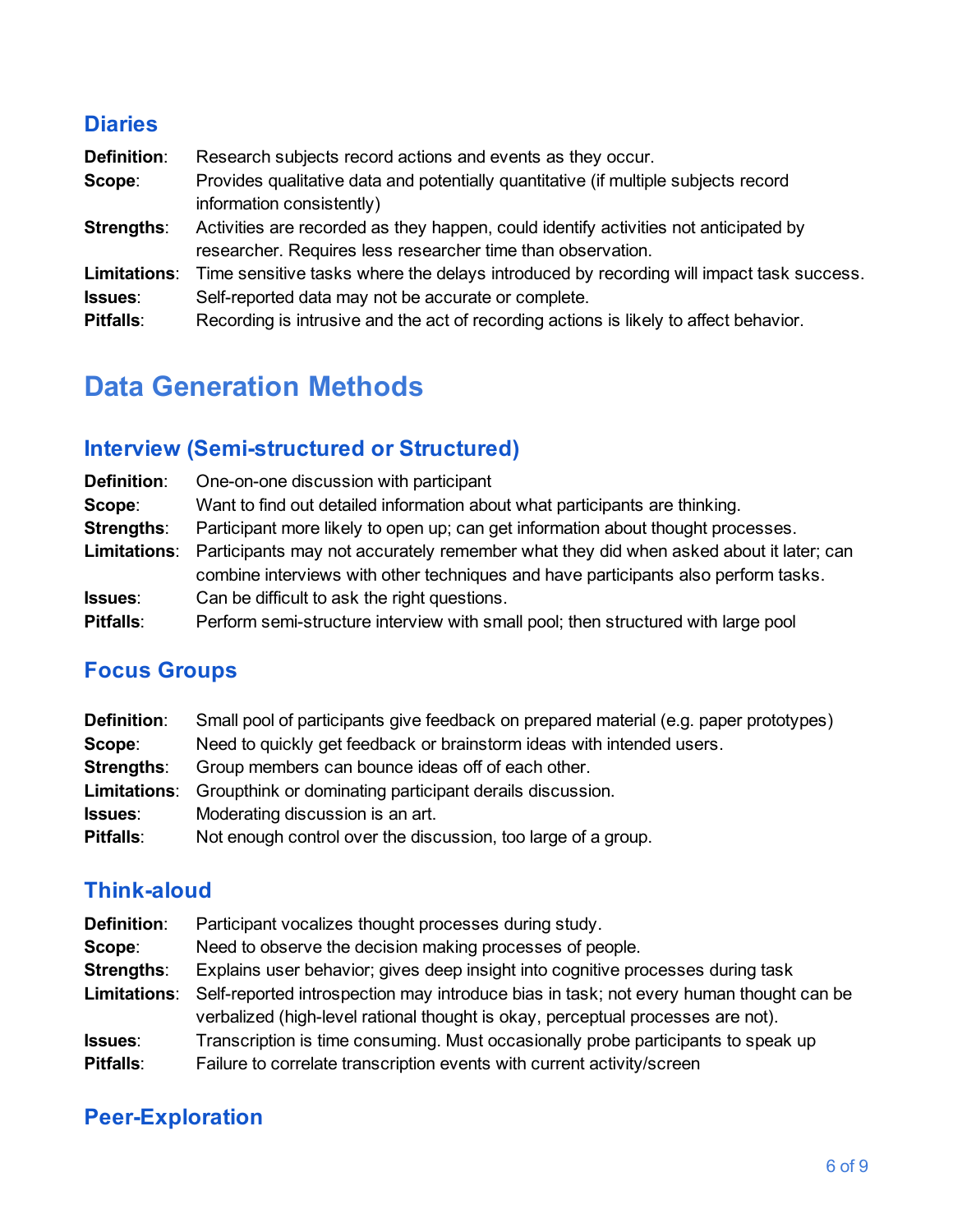### Diaries

**Definition**: Research subjects record actions and events as they occur.
**Scope**: Provides qualitative data and potentially quantitative (if multiple subjects record information consistently)
**Strengths**: Activities are recorded as they happen, could identify activities not anticipated by researcher. Requires less researcher time than observation.
**Limitations**: Time sensitive tasks where the delays introduced by recording will impact task success.
**Issues**: Self-reported data may not be accurate or complete.
**Pitfalls**: Recording is intrusive and the act of recording actions is likely to affect behavior.

## Data Generation Methods

### Interview (Semi-structured or Structured)

**Definition**: One-on-one discussion with participant
**Scope**: Want to find out detailed information about what participants are thinking.
**Strengths**: Participant more likely to open up; can get information about thought processes.
**Limitations**: Participants may not accurately remember what they did when asked about it later; can combine interviews with other techniques and have participants also perform tasks.
**Issues**: Can be difficult to ask the right questions.
**Pitfalls**: Perform semi-structure interview with small pool; then structured with large pool

### Focus Groups

**Definition**: Small pool of participants give feedback on prepared material (e.g. paper prototypes)
**Scope**: Need to quickly get feedback or brainstorm ideas with intended users.
**Strengths**: Group members can bounce ideas off of each other.
**Limitations**: Groupthink or dominating participant derails discussion.
**Issues**: Moderating discussion is an art.
**Pitfalls**: Not enough control over the discussion, too large of a group.

### Think-aloud

**Definition**: Participant vocalizes thought processes during study.
**Scope**: Need to observe the decision making processes of people.
**Strengths**: Explains user behavior; gives deep insight into cognitive processes during task
**Limitations**: Self-reported introspection may introduce bias in task; not every human thought can be verbalized (high-level rational thought is okay, perceptual processes are not).
**Issues**: Transcription is time consuming. Must occasionally probe participants to speak up
**Pitfalls**: Failure to correlate transcription events with current activity/screen

### Peer-Exploration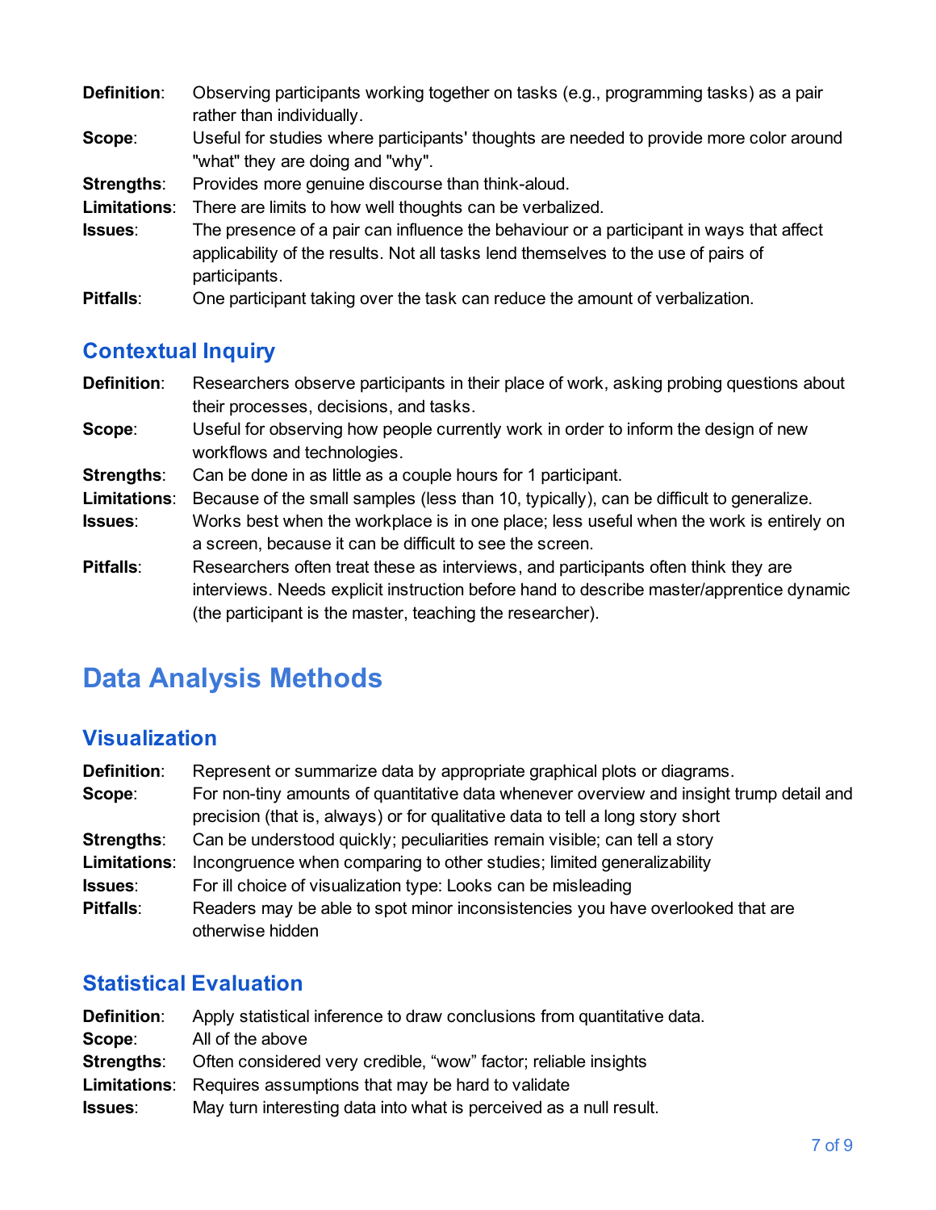**Definition**: Observing participants working together on tasks (e.g., programming tasks) as a pair rather than individually.
**Scope**: Useful for studies where participants' thoughts are needed to provide more color around "what" they are doing and "why".
**Strengths**: Provides more genuine discourse than think-aloud.
**Limitations**: There are limits to how well thoughts can be verbalized.
**Issues**: The presence of a pair can influence the behaviour or a participant in ways that affect applicability of the results. Not all tasks lend themselves to the use of pairs of participants.
**Pitfalls**: One participant taking over the task can reduce the amount of verbalization.

### Contextual Inquiry

**Definition**: Researchers observe participants in their place of work, asking probing questions about their processes, decisions, and tasks.
**Scope**: Useful for observing how people currently work in order to inform the design of new workflows and technologies.
**Strengths**: Can be done in as little as a couple hours for 1 participant.
**Limitations**: Because of the small samples (less than 10, typically), can be difficult to generalize.
**Issues**: Works best when the workplace is in one place; less useful when the work is entirely on a screen, because it can be difficult to see the screen.
**Pitfalls**: Researchers often treat these as interviews, and participants often think they are interviews. Needs explicit instruction before hand to describe master/apprentice dynamic (the participant is the master, teaching the researcher).

## Data Analysis Methods

### Visualization

**Definition**: Represent or summarize data by appropriate graphical plots or diagrams.
**Scope**: For non-tiny amounts of quantitative data whenever overview and insight trump detail and precision (that is, always) or for qualitative data to tell a long story short
**Strengths**: Can be understood quickly; peculiarities remain visible; can tell a story
**Limitations**: Incongruence when comparing to other studies; limited generalizability
**Issues**: For ill choice of visualization type: Looks can be misleading
**Pitfalls**: Readers may be able to spot minor inconsistencies you have overlooked that are otherwise hidden

### Statistical Evaluation

**Definition**: Apply statistical inference to draw conclusions from quantitative data.
**Scope**: All of the above
**Strengths**: Often considered very credible, "wow" factor; reliable insights
**Limitations**: Requires assumptions that may be hard to validate
**Issues**: May turn interesting data into what is perceived as a null result.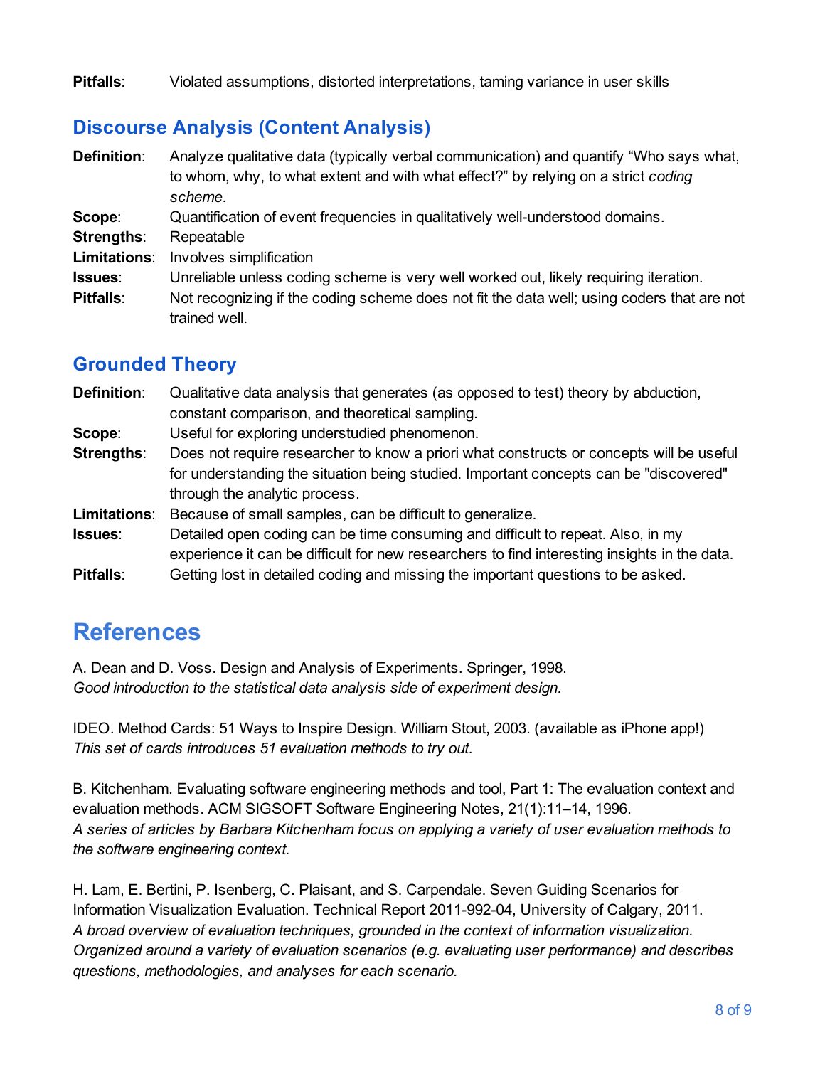**Pitfalls**: Violated assumptions, distorted interpretations, taming variance in user skills

## Discourse Analysis (Content Analysis)

**Definition**: Analyze qualitative data (typically verbal communication) and quantify "Who says what, to whom, why, to what extent and with what effect?" by relying on a strict *coding scheme*.

**Scope**: Quantification of event frequencies in qualitatively well-understood domains.

**Strengths**: Repeatable

**Limitations**: Involves simplification

**Issues**: Unreliable unless coding scheme is very well worked out, likely requiring iteration.

**Pitfalls**: Not recognizing if the coding scheme does not fit the data well; using coders that are not trained well.

## Grounded Theory

**Definition**: Qualitative data analysis that generates (as opposed to test) theory by abduction, constant comparison, and theoretical sampling.

**Scope**: Useful for exploring understudied phenomenon.

**Strengths**: Does not require researcher to know a priori what constructs or concepts will be useful for understanding the situation being studied. Important concepts can be "discovered" through the analytic process.

**Limitations**: Because of small samples, can be difficult to generalize.

**Issues**: Detailed open coding can be time consuming and difficult to repeat. Also, in my experience it can be difficult for new researchers to find interesting insights in the data.

**Pitfalls**: Getting lost in detailed coding and missing the important questions to be asked.

# References

A. Dean and D. Voss. Design and Analysis of Experiments. Springer, 1998.
*Good introduction to the statistical data analysis side of experiment design.*

IDEO. Method Cards: 51 Ways to Inspire Design. William Stout, 2003. (available as iPhone app!)
*This set of cards introduces 51 evaluation methods to try out.*

B. Kitchenham. Evaluating software engineering methods and tool, Part 1: The evaluation context and evaluation methods. ACM SIGSOFT Software Engineering Notes, 21(1):11–14, 1996.
*A series of articles by Barbara Kitchenham focus on applying a variety of user evaluation methods to the software engineering context.*

H. Lam, E. Bertini, P. Isenberg, C. Plaisant, and S. Carpendale. Seven Guiding Scenarios for Information Visualization Evaluation. Technical Report 2011-992-04, University of Calgary, 2011.
*A broad overview of evaluation techniques, grounded in the context of information visualization. Organized around a variety of evaluation scenarios (e.g. evaluating user performance) and describes questions, methodologies, and analyses for each scenario.*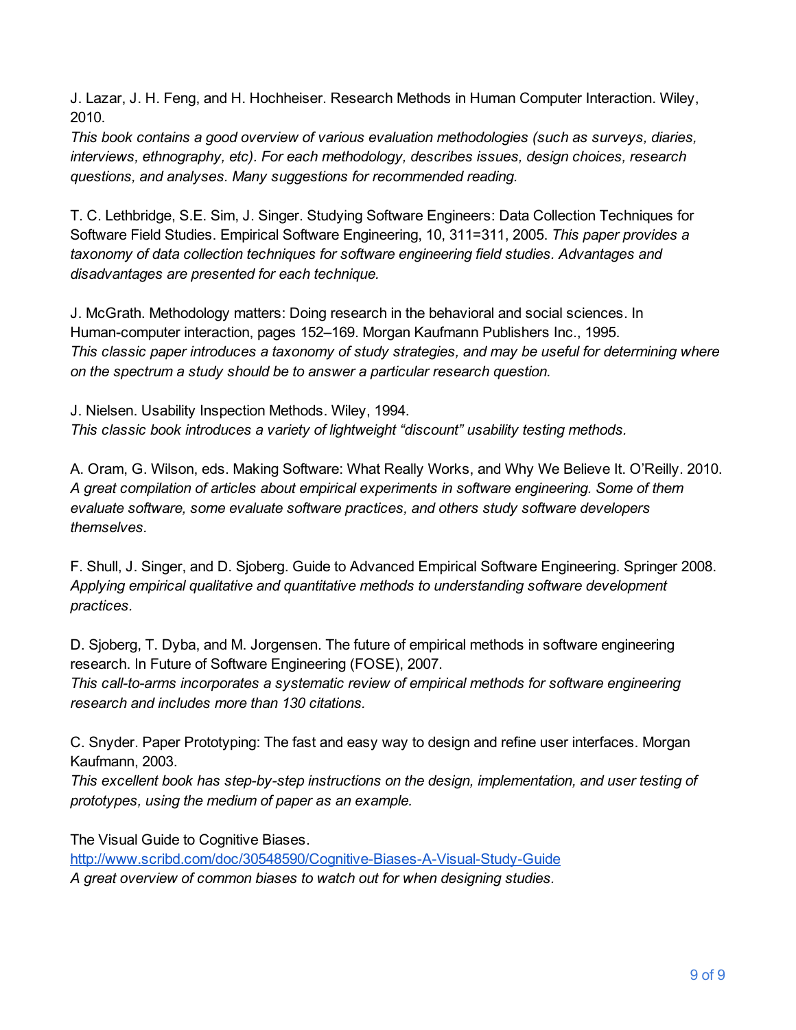J. Lazar, J. H. Feng, and H. Hochheiser. Research Methods in Human Computer Interaction. Wiley, 2010.
*This book contains a good overview of various evaluation methodologies (such as surveys, diaries, interviews, ethnography, etc). For each methodology, describes issues, design choices, research questions, and analyses. Many suggestions for recommended reading.*

T. C. Lethbridge, S.E. Sim, J. Singer. Studying Software Engineers: Data Collection Techniques for Software Field Studies. Empirical Software Engineering, 10, 311=311, 2005. *This paper provides a taxonomy of data collection techniques for software engineering field studies. Advantages and disadvantages are presented for each technique.*

J. McGrath. Methodology matters: Doing research in the behavioral and social sciences. In Human-computer interaction, pages 152–169. Morgan Kaufmann Publishers Inc., 1995.
*This classic paper introduces a taxonomy of study strategies, and may be useful for determining where on the spectrum a study should be to answer a particular research question.*

J. Nielsen. Usability Inspection Methods. Wiley, 1994.
*This classic book introduces a variety of lightweight "discount" usability testing methods.*

A. Oram, G. Wilson, eds. Making Software: What Really Works, and Why We Believe It. O'Reilly. 2010.
*A great compilation of articles about empirical experiments in software engineering. Some of them evaluate software, some evaluate software practices, and others study software developers themselves.*

F. Shull, J. Singer, and D. Sjoberg. Guide to Advanced Empirical Software Engineering. Springer 2008.
*Applying empirical qualitative and quantitative methods to understanding software development practices.*

D. Sjoberg, T. Dyba, and M. Jorgensen. The future of empirical methods in software engineering research. In Future of Software Engineering (FOSE), 2007.
*This call-to-arms incorporates a systematic review of empirical methods for software engineering research and includes more than 130 citations.*

C. Snyder. Paper Prototyping: The fast and easy way to design and refine user interfaces. Morgan Kaufmann, 2003.
*This excellent book has step-by-step instructions on the design, implementation, and user testing of prototypes, using the medium of paper as an example.*

The Visual Guide to Cognitive Biases.
[http://www.scribd.com/doc/30548590/Cognitive-Biases-A-Visual-Study-Guide](http://www.scribd.com/doc/30548590/Cognitive-Biases-A-Visual-Study-Guide)
*A great overview of common biases to watch out for when designing studies.*